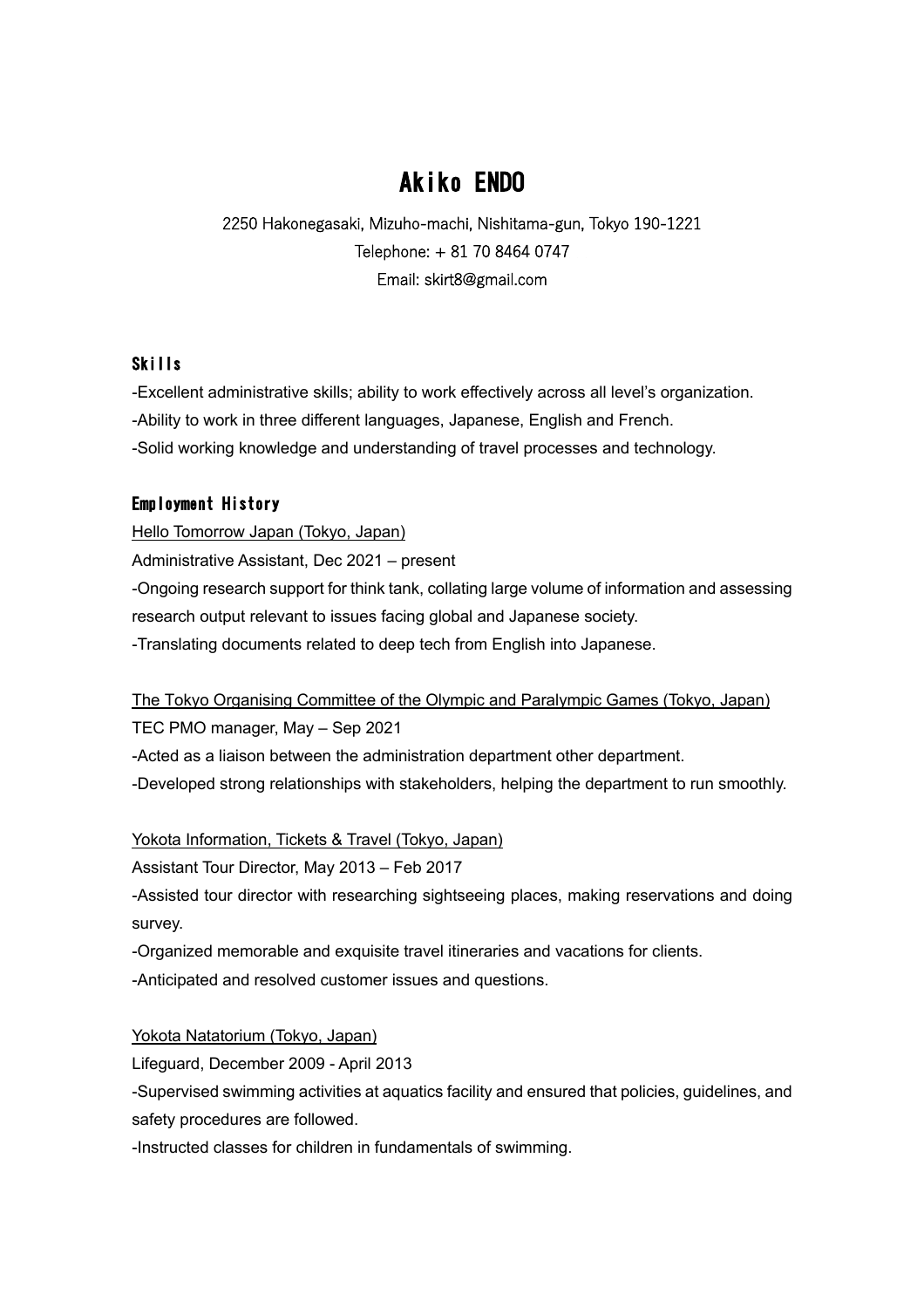# Akiko ENDO

2250 Hakonegasaki, Mizuho-machi, Nishitama-gun, Tokyo 190-1221
Telephone: + 81 70 8464 0747
Email: skirt8@gmail.com

## Skills

-Excellent administrative skills; ability to work effectively across all level's organization.
-Ability to work in three different languages, Japanese, English and French.
-Solid working knowledge and understanding of travel processes and technology.

## Employment History

Hello Tomorrow Japan (Tokyo, Japan)
Administrative Assistant, Dec 2021 – present
-Ongoing research support for think tank, collating large volume of information and assessing research output relevant to issues facing global and Japanese society.
-Translating documents related to deep tech from English into Japanese.

The Tokyo Organising Committee of the Olympic and Paralympic Games (Tokyo, Japan)
TEC PMO manager, May – Sep 2021
-Acted as a liaison between the administration department other department.
-Developed strong relationships with stakeholders, helping the department to run smoothly.

Yokota Information, Tickets & Travel (Tokyo, Japan)
Assistant Tour Director, May 2013 – Feb 2017
-Assisted tour director with researching sightseeing places, making reservations and doing survey.
-Organized memorable and exquisite travel itineraries and vacations for clients.
-Anticipated and resolved customer issues and questions.

Yokota Natatorium (Tokyo, Japan)
Lifeguard, December 2009 - April 2013
-Supervised swimming activities at aquatics facility and ensured that policies, guidelines, and safety procedures are followed.
-Instructed classes for children in fundamentals of swimming.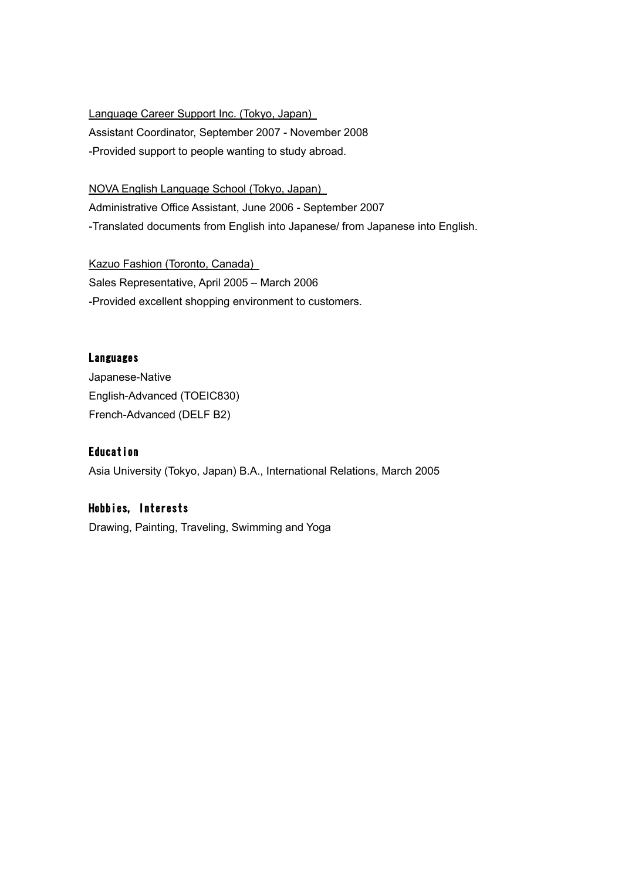Language Career Support Inc. (Tokyo, Japan)
Assistant Coordinator, September 2007 - November 2008
-Provided support to people wanting to study abroad.

NOVA English Language School (Tokyo, Japan)
Administrative Office Assistant, June 2006 - September 2007
-Translated documents from English into Japanese/ from Japanese into English.

Kazuo Fashion (Toronto, Canada)
Sales Representative, April 2005 – March 2006
-Provided excellent shopping environment to customers.

## Languages

Japanese-Native
English-Advanced (TOEIC830)
French-Advanced (DELF B2)

## Education

Asia University (Tokyo, Japan) B.A., International Relations, March 2005

## Hobbies, Interests

Drawing, Painting, Traveling, Swimming and Yoga